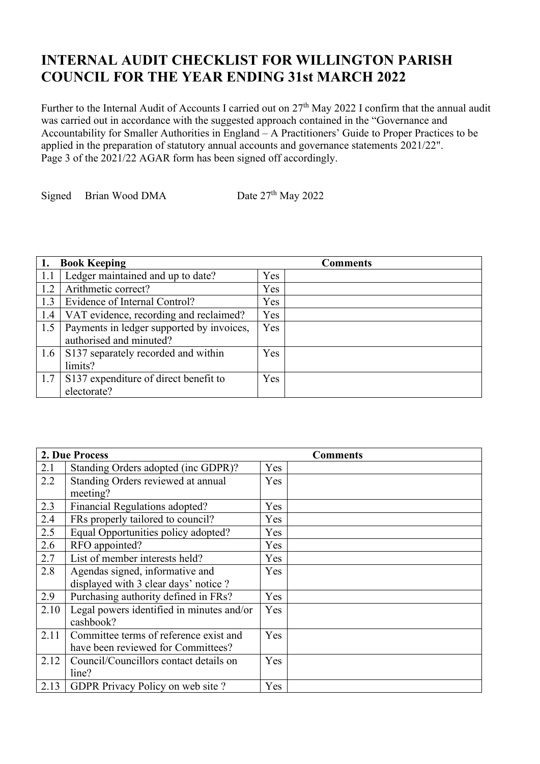# INTERNAL AUDIT CHECKLIST FOR WILLINGTON PARISH COUNCIL FOR THE YEAR ENDING 31st MARCH 2022

Further to the Internal Audit of Accounts I carried out on 27th May 2022 I confirm that the annual audit was carried out in accordance with the suggested approach contained in the "Governance and Accountability for Smaller Authorities in England – A Practitioners' Guide to Proper Practices to be applied in the preparation of statutory annual accounts and governance statements 2021/22". Page 3 of the 2021/22 AGAR form has been signed off accordingly.

Signed Brian Wood DMA Date 27th May 2022

| **1. Book Keeping** | | | **Comments** |
|---|---|---|---|
| 1.1 | Ledger maintained and up to date? | Yes | |
| 1.2 | Arithmetic correct? | Yes | |
| 1.3 | Evidence of Internal Control? | Yes | |
| 1.4 | VAT evidence, recording and reclaimed? | Yes | |
| 1.5 | Payments in ledger supported by invoices, authorised and minuted? | Yes | |
| 1.6 | S137 separately recorded and within limits? | Yes | |
| 1.7 | S137 expenditure of direct benefit to electorate? | Yes | |

| **2. Due Process** | | | **Comments** |
|---|---|---|---|
| 2.1 | Standing Orders adopted (inc GDPR)? | Yes | |
| 2.2 | Standing Orders reviewed at annual meeting? | Yes | |
| 2.3 | Financial Regulations adopted? | Yes | |
| 2.4 | FRs properly tailored to council? | Yes | |
| 2.5 | Equal Opportunities policy adopted? | Yes | |
| 2.6 | RFO appointed? | Yes | |
| 2.7 | List of member interests held? | Yes | |
| 2.8 | Agendas signed, informative and displayed with 3 clear days' notice ? | Yes | |
| 2.9 | Purchasing authority defined in FRs? | Yes | |
| 2.10 | Legal powers identified in minutes and/or cashbook? | Yes | |
| 2.11 | Committee terms of reference exist and have been reviewed for Committees? | Yes | |
| 2.12 | Council/Councillors contact details on line? | Yes | |
| 2.13 | GDPR Privacy Policy on web site ? | Yes | |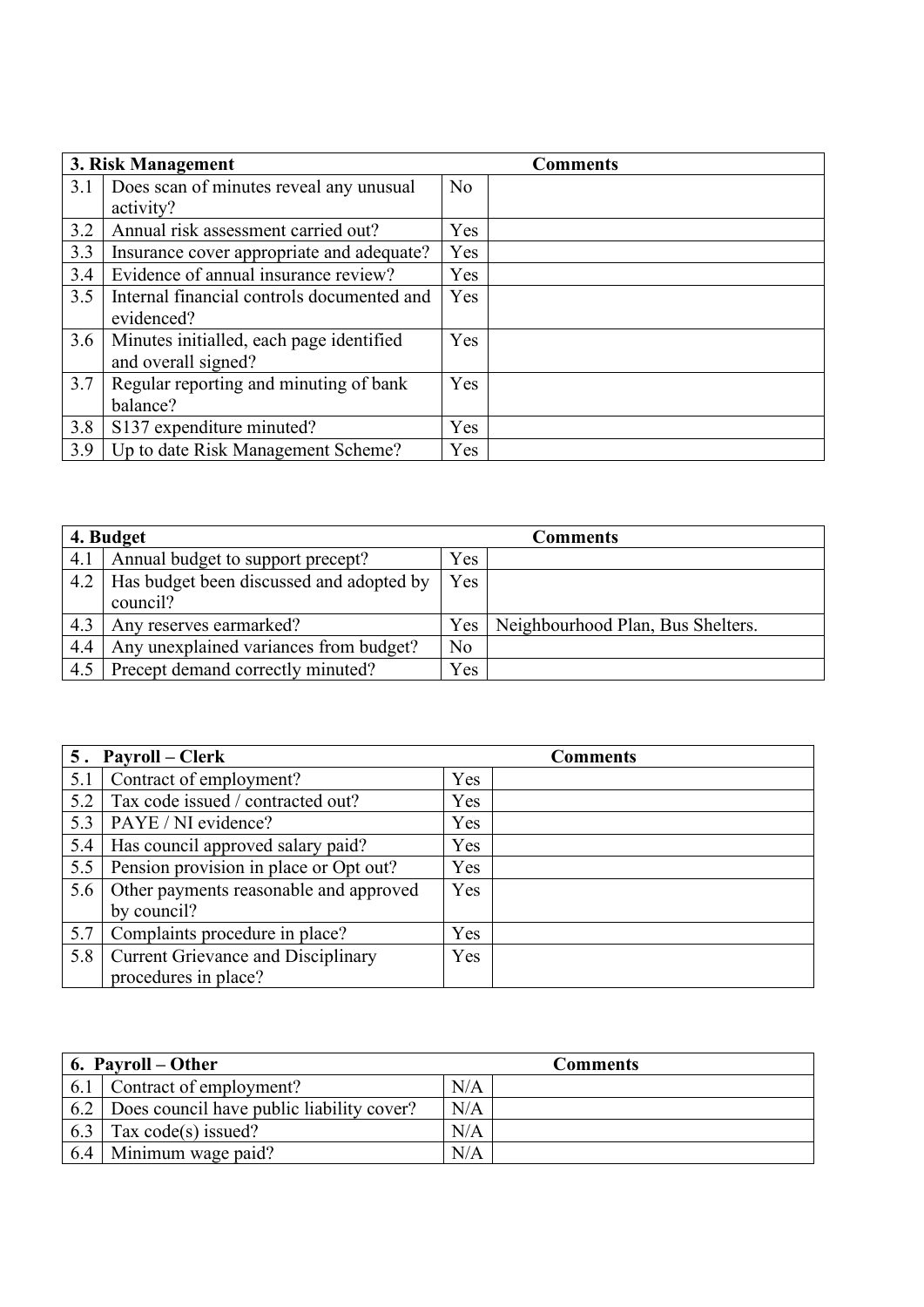| 3. Risk Management | | | Comments |
|---|---|---|---|
| 3.1 | Does scan of minutes reveal any unusual activity? | No | |
| 3.2 | Annual risk assessment carried out? | Yes | |
| 3.3 | Insurance cover appropriate and adequate? | Yes | |
| 3.4 | Evidence of annual insurance review? | Yes | |
| 3.5 | Internal financial controls documented and evidenced? | Yes | |
| 3.6 | Minutes initialled, each page identified and overall signed? | Yes | |
| 3.7 | Regular reporting and minuting of bank balance? | Yes | |
| 3.8 | S137 expenditure minuted? | Yes | |
| 3.9 | Up to date Risk Management Scheme? | Yes | |

| 4. Budget | | | Comments |
|---|---|---|---|
| 4.1 | Annual budget to support precept? | Yes | |
| 4.2 | Has budget been discussed and adopted by council? | Yes | |
| 4.3 | Any reserves earmarked? | Yes | Neighbourhood Plan, Bus Shelters. |
| 4.4 | Any unexplained variances from budget? | No | |
| 4.5 | Precept demand correctly minuted? | Yes | |

| 5. Payroll – Clerk | | | Comments |
|---|---|---|---|
| 5.1 | Contract of employment? | Yes | |
| 5.2 | Tax code issued / contracted out? | Yes | |
| 5.3 | PAYE / NI evidence? | Yes | |
| 5.4 | Has council approved salary paid? | Yes | |
| 5.5 | Pension provision in place or Opt out? | Yes | |
| 5.6 | Other payments reasonable and approved by council? | Yes | |
| 5.7 | Complaints procedure in place? | Yes | |
| 5.8 | Current Grievance and Disciplinary procedures in place? | Yes | |

| 6. Payroll – Other | | | Comments |
|---|---|---|---|
| 6.1 | Contract of employment? | N/A | |
| 6.2 | Does council have public liability cover? | N/A | |
| 6.3 | Tax code(s) issued? | N/A | |
| 6.4 | Minimum wage paid? | N/A | |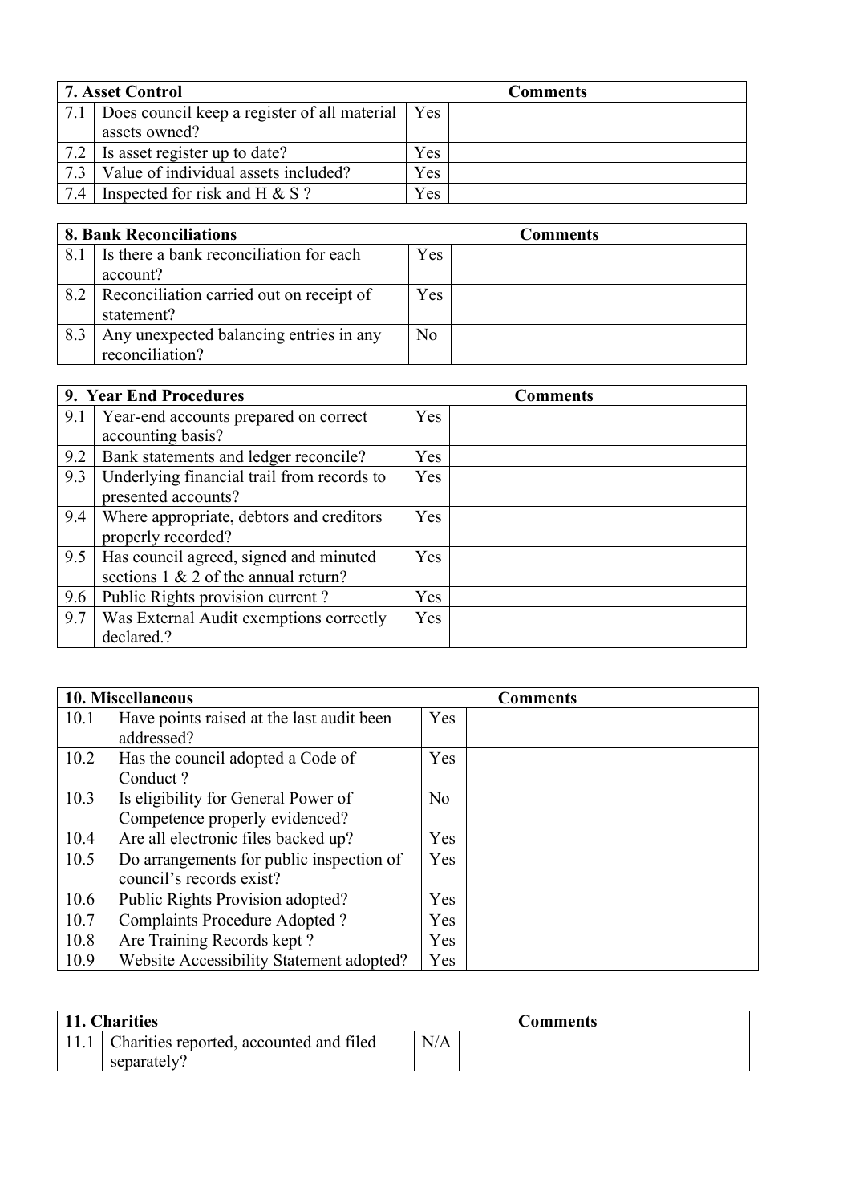| 7. Asset Control | | | Comments |
|---|---|---|---|
| 7.1 | Does council keep a register of all material assets owned? | Yes | |
| 7.2 | Is asset register up to date? | Yes | |
| 7.3 | Value of individual assets included? | Yes | |
| 7.4 | Inspected for risk and H & S ? | Yes | |

| 8. Bank Reconciliations | | | Comments |
|---|---|---|---|
| 8.1 | Is there a bank reconciliation for each account? | Yes | |
| 8.2 | Reconciliation carried out on receipt of statement? | Yes | |
| 8.3 | Any unexpected balancing entries in any reconciliation? | No | |

| 9. Year End Procedures | | | Comments |
|---|---|---|---|
| 9.1 | Year-end accounts prepared on correct accounting basis? | Yes | |
| 9.2 | Bank statements and ledger reconcile? | Yes | |
| 9.3 | Underlying financial trail from records to presented accounts? | Yes | |
| 9.4 | Where appropriate, debtors and creditors properly recorded? | Yes | |
| 9.5 | Has council agreed, signed and minuted sections 1 & 2 of the annual return? | Yes | |
| 9.6 | Public Rights provision current ? | Yes | |
| 9.7 | Was External Audit exemptions correctly declared.? | Yes | |

| 10. Miscellaneous | | | Comments |
|---|---|---|---|
| 10.1 | Have points raised at the last audit been addressed? | Yes | |
| 10.2 | Has the council adopted a Code of Conduct ? | Yes | |
| 10.3 | Is eligibility for General Power of Competence properly evidenced? | No | |
| 10.4 | Are all electronic files backed up? | Yes | |
| 10.5 | Do arrangements for public inspection of council's records exist? | Yes | |
| 10.6 | Public Rights Provision adopted? | Yes | |
| 10.7 | Complaints Procedure Adopted ? | Yes | |
| 10.8 | Are Training Records kept ? | Yes | |
| 10.9 | Website Accessibility Statement adopted? | Yes | |

| 11. Charities | | | Comments |
|---|---|---|---|
| 11.1 | Charities reported, accounted and filed separately? | N/A | |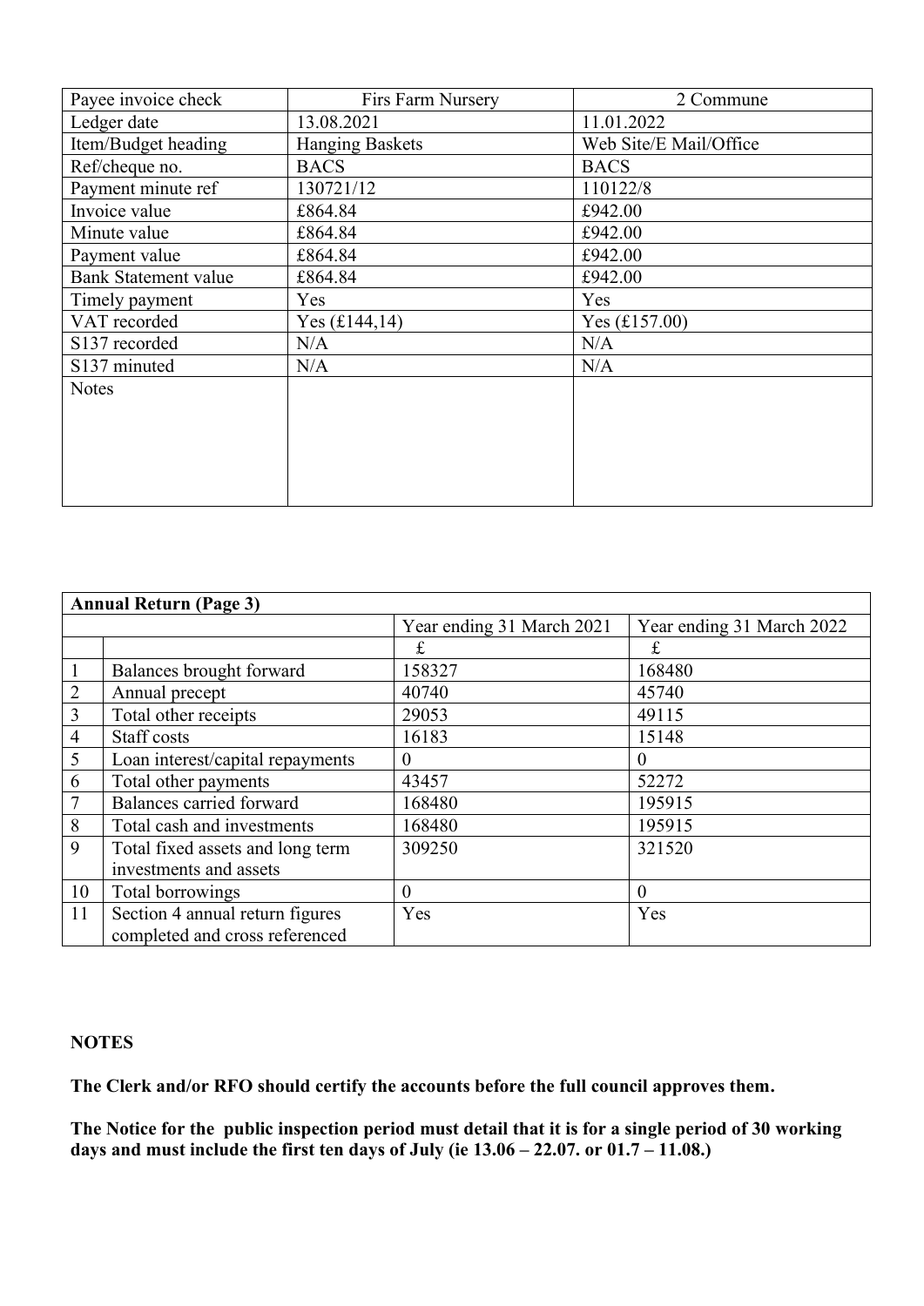| Payee invoice check | Firs Farm Nursery | 2 Commune |
|---|---|---|
| Ledger date | 13.08.2021 | 11.01.2022 |
| Item/Budget heading | Hanging Baskets | Web Site/E Mail/Office |
| Ref/cheque no. | BACS | BACS |
| Payment minute ref | 130721/12 | 110122/8 |
| Invoice value | £864.84 | £942.00 |
| Minute value | £864.84 | £942.00 |
| Payment value | £864.84 | £942.00 |
| Bank Statement value | £864.84 | £942.00 |
| Timely payment | Yes | Yes |
| VAT recorded | Yes (£144,14) | Yes (£157.00) |
| S137 recorded | N/A | N/A |
| S137 minuted | N/A | N/A |
| Notes | | |

| **Annual Return (Page 3)** | | | |
|---|---|---|---|
| | | Year ending 31 March 2021 | Year ending 31 March 2022 |
| | | £ | £ |
| 1 | Balances brought forward | 158327 | 168480 |
| 2 | Annual precept | 40740 | 45740 |
| 3 | Total other receipts | 29053 | 49115 |
| 4 | Staff costs | 16183 | 15148 |
| 5 | Loan interest/capital repayments | 0 | 0 |
| 6 | Total other payments | 43457 | 52272 |
| 7 | Balances carried forward | 168480 | 195915 |
| 8 | Total cash and investments | 168480 | 195915 |
| 9 | Total fixed assets and long term investments and assets | 309250 | 321520 |
| 10 | Total borrowings | 0 | 0 |
| 11 | Section 4 annual return figures completed and cross referenced | Yes | Yes |

**NOTES**

**The Clerk and/or RFO should certify the accounts before the full council approves them.**

**The Notice for the public inspection period must detail that it is for a single period of 30 working days and must include the first ten days of July (ie 13.06 – 22.07. or 01.7 – 11.08.)**